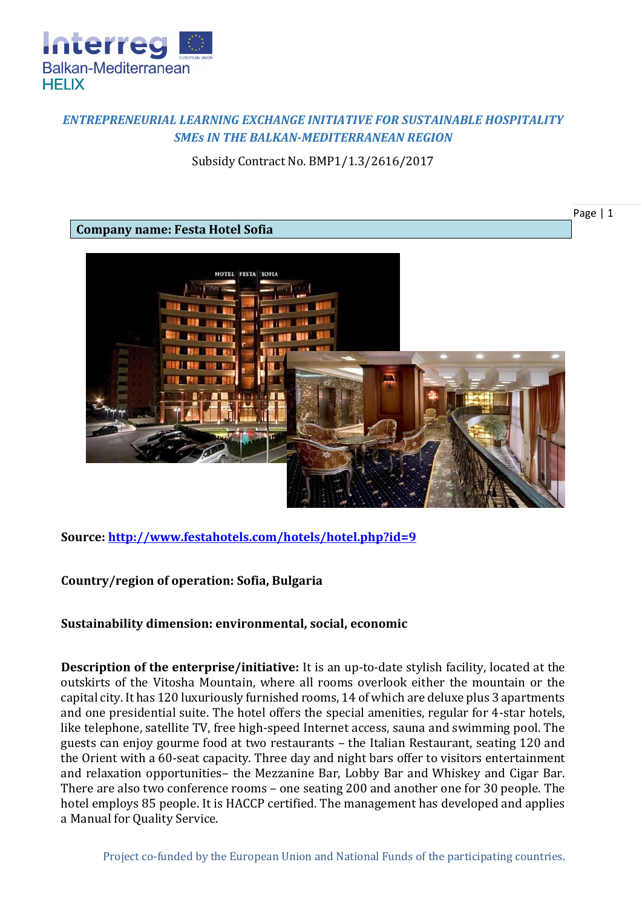*ENTREPRENEURIAL LEARNING EXCHANGE INITIATIVE FOR SUSTAINABLE HOSPITALITY SMEs IN THE BALKAN-MEDITERRANEAN REGION*

Subsidy Contract No. BMP1/1.3/2616/2017

**Company name: Festa Hotel Sofia**

**Source: [http://www.festahotels.com/hotels/hotel.php?id=9](http://www.festahotels.com/hotels/hotel.php?id=9)**

**Country/region of operation: Sofia, Bulgaria**

**Sustainability dimension: environmental, social, economic**

**Description of the enterprise/initiative:** It is an up-to-date stylish facility, located at the outskirts of the Vitosha Mountain, where all rooms overlook either the mountain or the capital city. It has 120 luxuriously furnished rooms, 14 of which are deluxe plus 3 apartments and one presidential suite. The hotel offers the special amenities, regular for 4-star hotels, like telephone, satellite TV, free high-speed Internet access, sauna and swimming pool. The guests can enjoy gourme food at two restaurants – the Italian Restaurant, seating 120 and the Orient with a 60-seat capacity. Three day and night bars offer to visitors entertainment and relaxation opportunities– the Mezzanine Bar, Lobby Bar and Whiskey and Cigar Bar. There are also two conference rooms – one seating 200 and another one for 30 people. The hotel employs 85 people. It is HACCP certified. The management has developed and applies a Manual for Quality Service.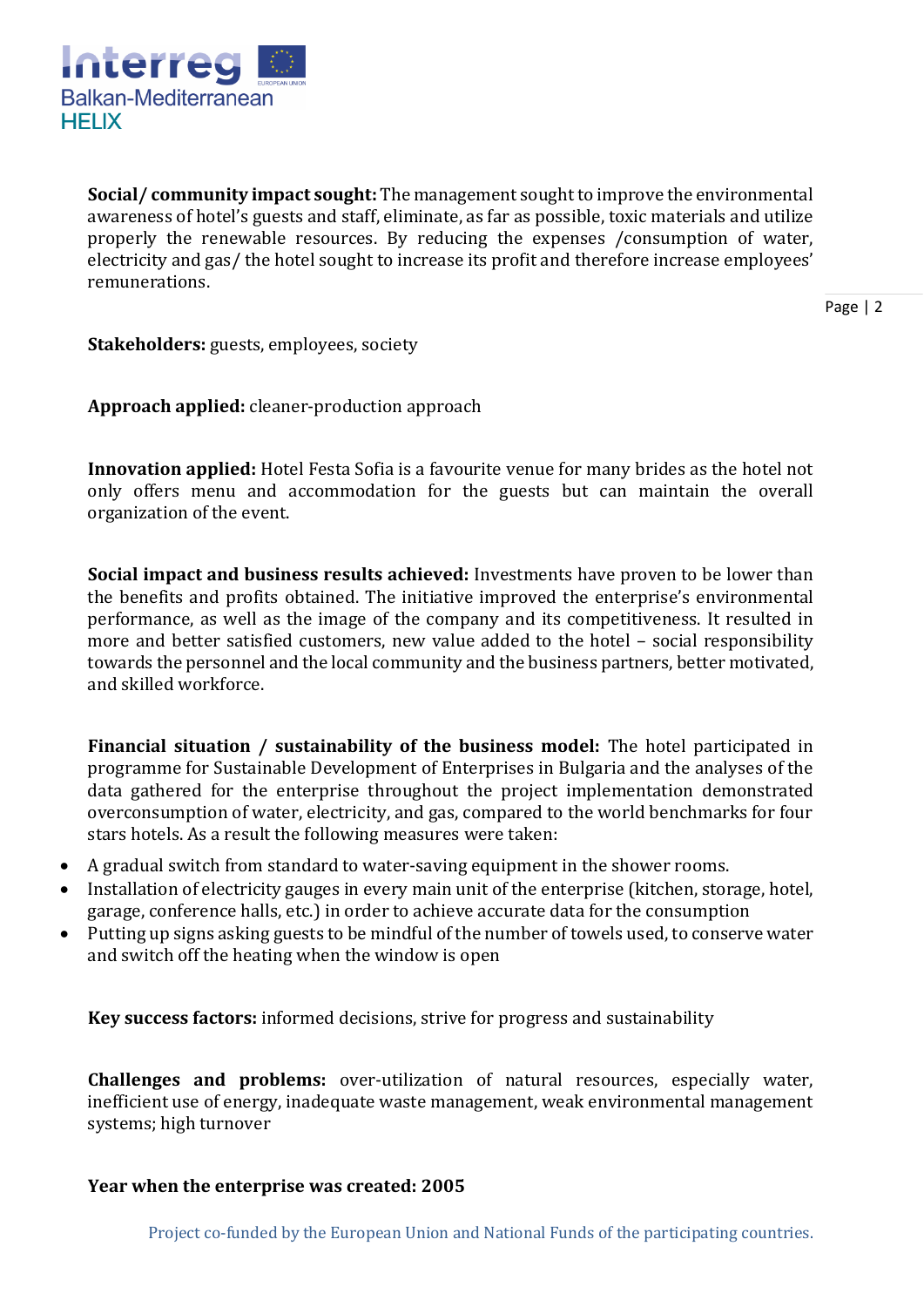**Social/ community impact sought:** The management sought to improve the environmental awareness of hotel's guests and staff, eliminate, as far as possible, toxic materials and utilize properly the renewable resources. By reducing the expenses /consumption of water, electricity and gas/ the hotel sought to increase its profit and therefore increase employees' remunerations.

**Stakeholders:** guests, employees, society

**Approach applied:** cleaner-production approach

**Innovation applied:** Hotel Festa Sofia is a favourite venue for many brides as the hotel not only offers menu and accommodation for the guests but can maintain the overall organization of the event.

**Social impact and business results achieved:** Investments have proven to be lower than the benefits and profits obtained. The initiative improved the enterprise's environmental performance, as well as the image of the company and its competitiveness. It resulted in more and better satisfied customers, new value added to the hotel – social responsibility towards the personnel and the local community and the business partners, better motivated, and skilled workforce.

**Financial situation / sustainability of the business model:** The hotel participated in programme for Sustainable Development of Enterprises in Bulgaria and the analyses of the data gathered for the enterprise throughout the project implementation demonstrated overconsumption of water, electricity, and gas, compared to the world benchmarks for four stars hotels. As a result the following measures were taken:

- A gradual switch from standard to water-saving equipment in the shower rooms.
- Installation of electricity gauges in every main unit of the enterprise (kitchen, storage, hotel, garage, conference halls, etc.) in order to achieve accurate data for the consumption
- Putting up signs asking guests to be mindful of the number of towels used, to conserve water and switch off the heating when the window is open

**Key success factors:** informed decisions, strive for progress and sustainability

**Challenges and problems:** over-utilization of natural resources, especially water, inefficient use of energy, inadequate waste management, weak environmental management systems; high turnover

**Year when the enterprise was created: 2005**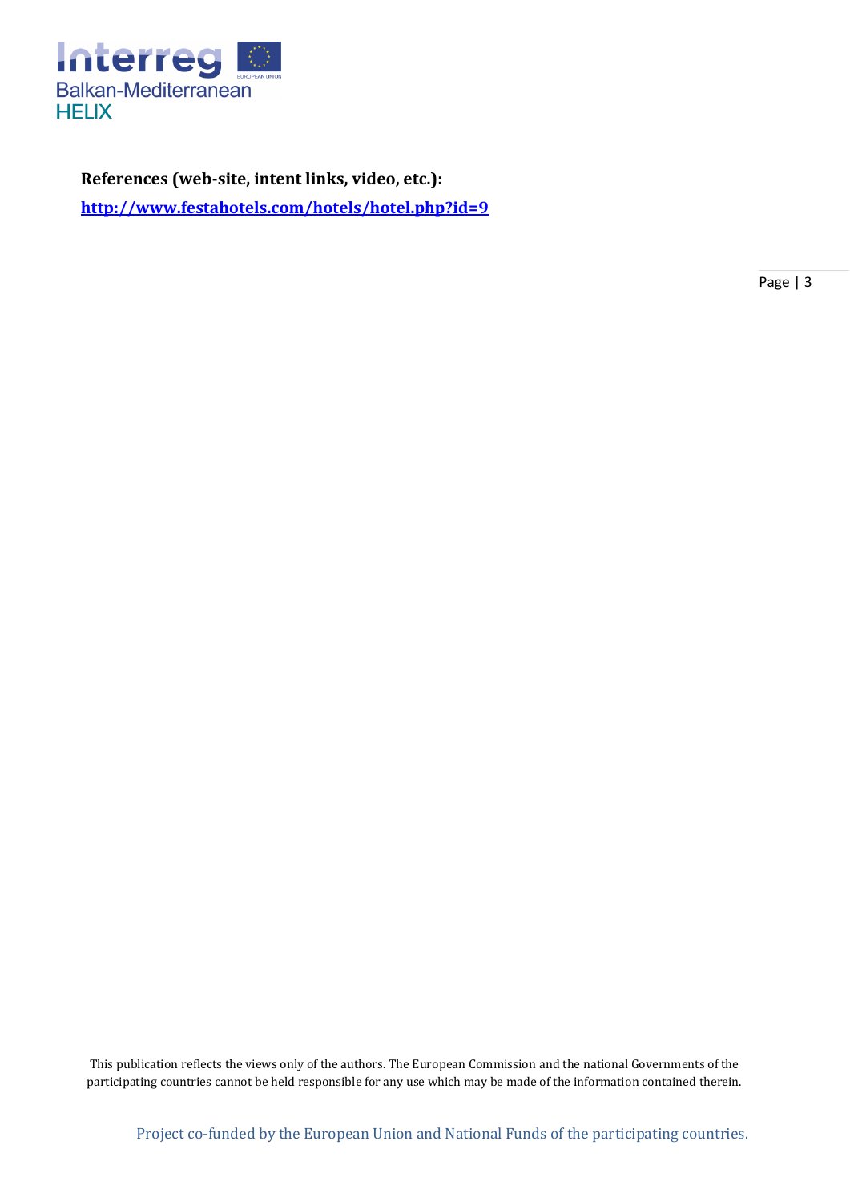**References (web-site, intent links, video, etc.):**

**[http://www.festahotels.com/hotels/hotel.php?id=9](http://www.festahotels.com/hotels/hotel.php?id=9)**

This publication reflects the views only of the authors. The European Commission and the national Governments of the participating countries cannot be held responsible for any use which may be made of the information contained therein.

Project co-funded by the European Union and National Funds of the participating countries.